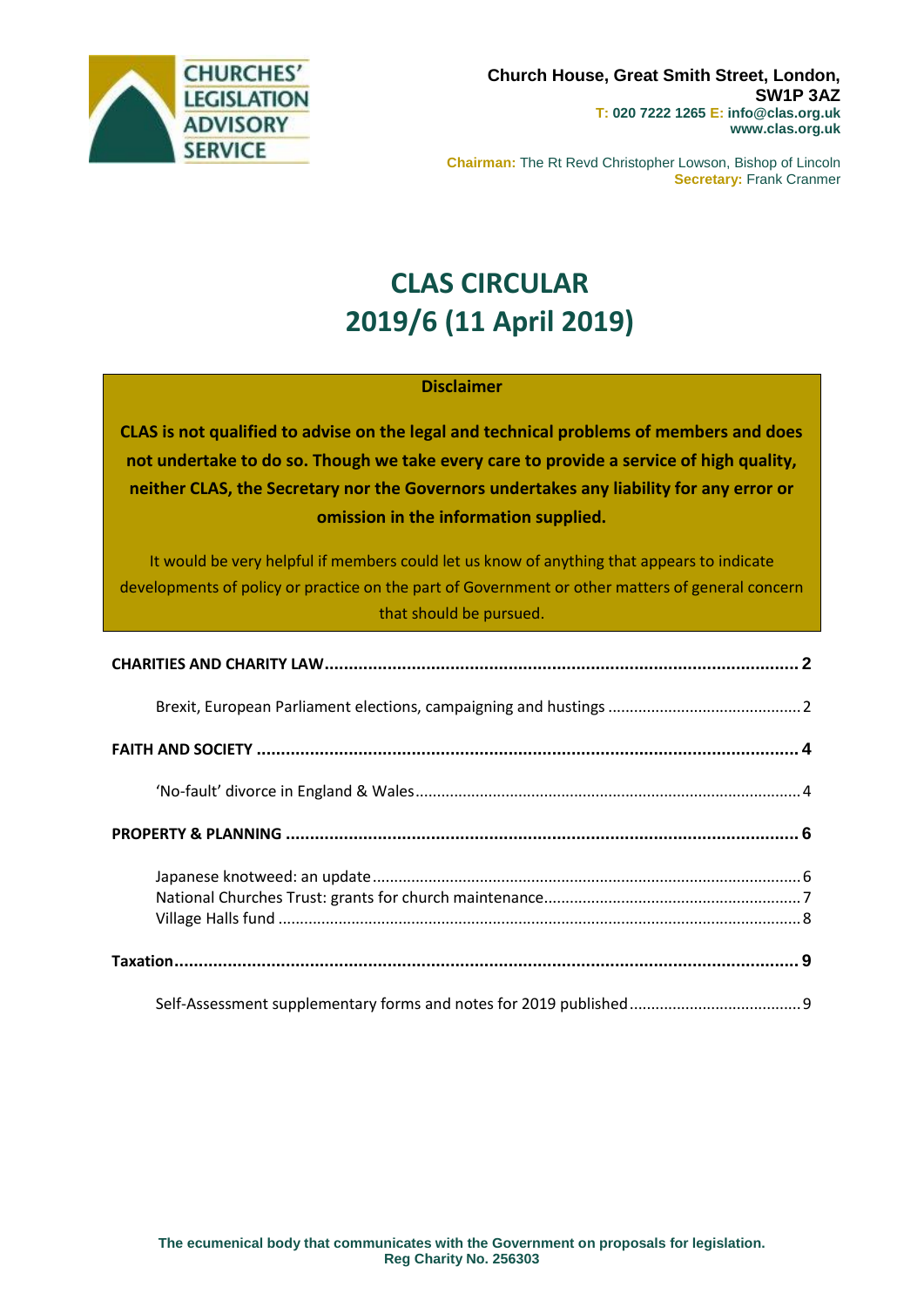CHURCHES' LEGISLATION ADVISORY SERVICE

**Church House, Great Smith Street, London, SW1P 3AZ**
**T: 020 7222 1265 E: info@clas.org.uk**
**www.clas.org.uk**

**Chairman:** The Rt Revd Christopher Lowson, Bishop of Lincoln
**Secretary:** Frank Cranmer

# CLAS CIRCULAR
# 2019/6 (11 April 2019)

**Disclaimer**

**CLAS is not qualified to advise on the legal and technical problems of members and does not undertake to do so. Though we take every care to provide a service of high quality, neither CLAS, the Secretary nor the Governors undertakes any liability for any error or omission in the information supplied.**

It would be very helpful if members could let us know of anything that appears to indicate developments of policy or practice on the part of Government or other matters of general concern that should be pursued.

**CHARITIES AND CHARITY LAW** ..... **2**

Brexit, European Parliament elections, campaigning and hustings ..... 2

**FAITH AND SOCIETY** ..... **4**

'No-fault' divorce in England & Wales ..... 4

**PROPERTY & PLANNING** ..... **6**

Japanese knotweed: an update ..... 6
National Churches Trust: grants for church maintenance ..... 7
Village Halls fund ..... 8

**Taxation** ..... **9**

Self-Assessment supplementary forms and notes for 2019 published ..... 9

**The ecumenical body that communicates with the Government on proposals for legislation.**
**Reg Charity No. 256303**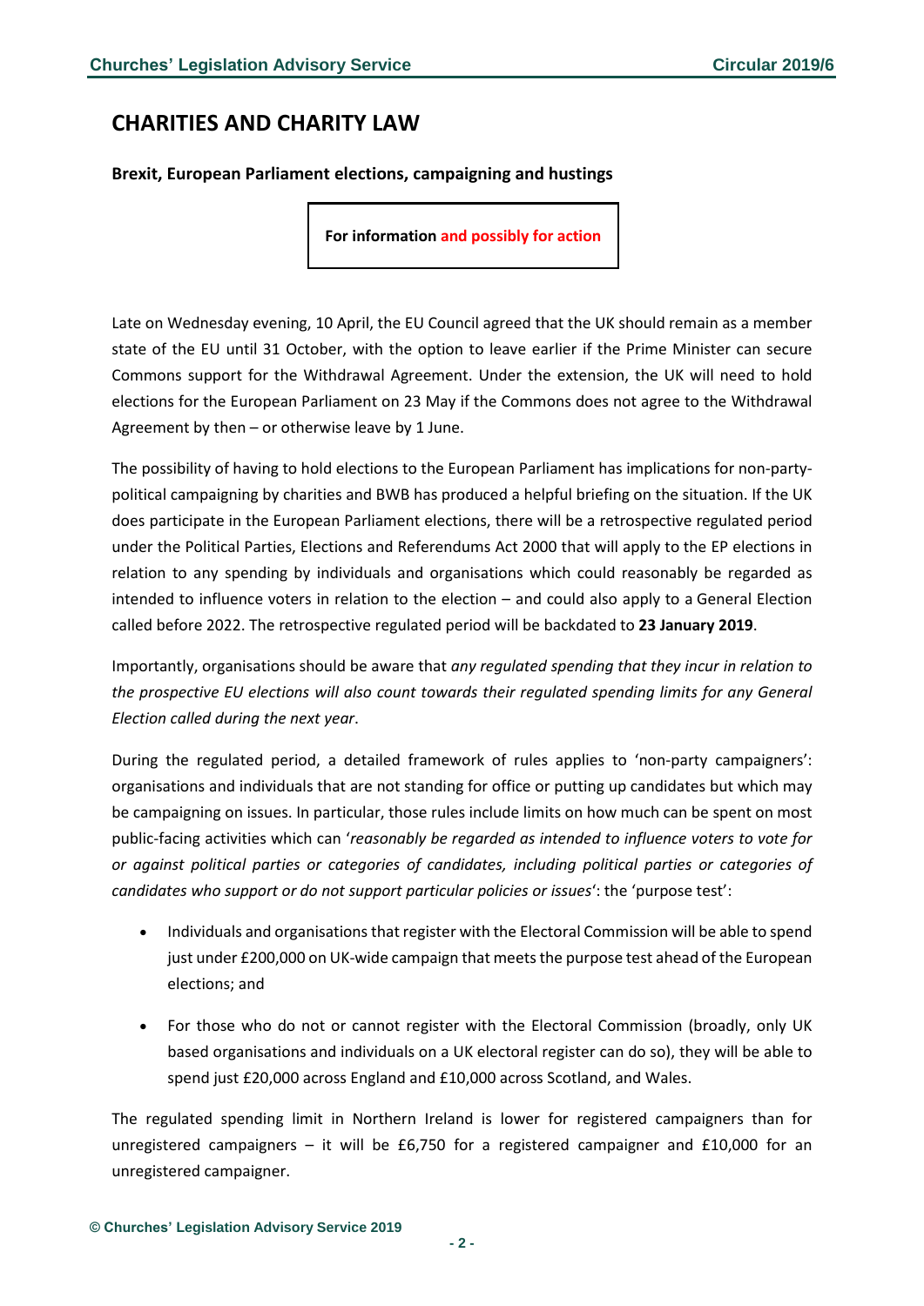# CHARITIES AND CHARITY LAW

**Brexit, European Parliament elections, campaigning and hustings**

**For information and possibly for action**

Late on Wednesday evening, 10 April, the EU Council agreed that the UK should remain as a member state of the EU until 31 October, with the option to leave earlier if the Prime Minister can secure Commons support for the Withdrawal Agreement. Under the extension, the UK will need to hold elections for the European Parliament on 23 May if the Commons does not agree to the Withdrawal Agreement by then – or otherwise leave by 1 June.

The possibility of having to hold elections to the European Parliament has implications for non-party-political campaigning by charities and BWB has produced a helpful briefing on the situation. If the UK does participate in the European Parliament elections, there will be a retrospective regulated period under the Political Parties, Elections and Referendums Act 2000 that will apply to the EP elections in relation to any spending by individuals and organisations which could reasonably be regarded as intended to influence voters in relation to the election – and could also apply to a General Election called before 2022. The retrospective regulated period will be backdated to **23 January 2019**.

Importantly, organisations should be aware that *any regulated spending that they incur in relation to the prospective EU elections will also count towards their regulated spending limits for any General Election called during the next year*.

During the regulated period, a detailed framework of rules applies to 'non-party campaigners': organisations and individuals that are not standing for office or putting up candidates but which may be campaigning on issues. In particular, those rules include limits on how much can be spent on most public-facing activities which can '*reasonably be regarded as intended to influence voters to vote for or against political parties or categories of candidates, including political parties or categories of candidates who support or do not support particular policies or issues*': the 'purpose test':

- Individuals and organisations that register with the Electoral Commission will be able to spend just under £200,000 on UK-wide campaign that meets the purpose test ahead of the European elections; and
- For those who do not or cannot register with the Electoral Commission (broadly, only UK based organisations and individuals on a UK electoral register can do so), they will be able to spend just £20,000 across England and £10,000 across Scotland, and Wales.

The regulated spending limit in Northern Ireland is lower for registered campaigners than for unregistered campaigners – it will be £6,750 for a registered campaigner and £10,000 for an unregistered campaigner.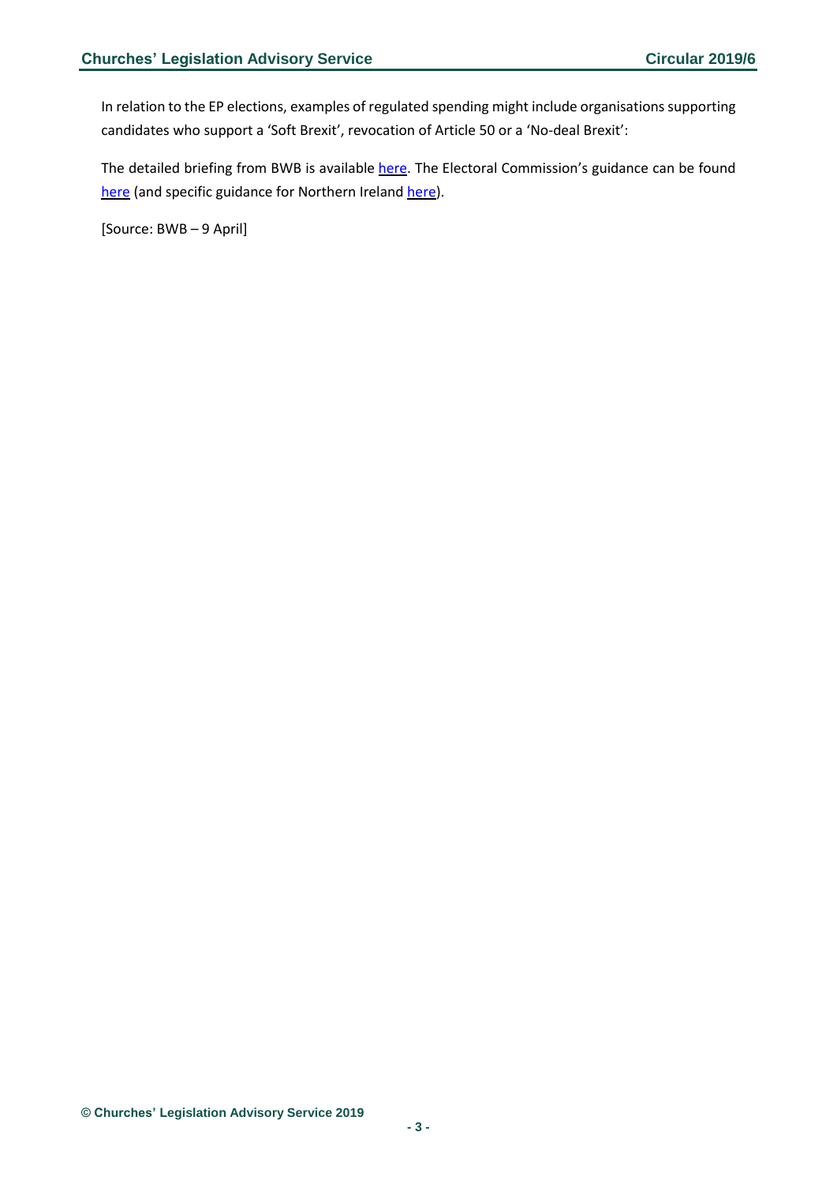In relation to the EP elections, examples of regulated spending might include organisations supporting candidates who support a 'Soft Brexit', revocation of Article 50 or a 'No-deal Brexit':

The detailed briefing from BWB is available here. The Electoral Commission's guidance can be found here (and specific guidance for Northern Ireland here).

[Source: BWB – 9 April]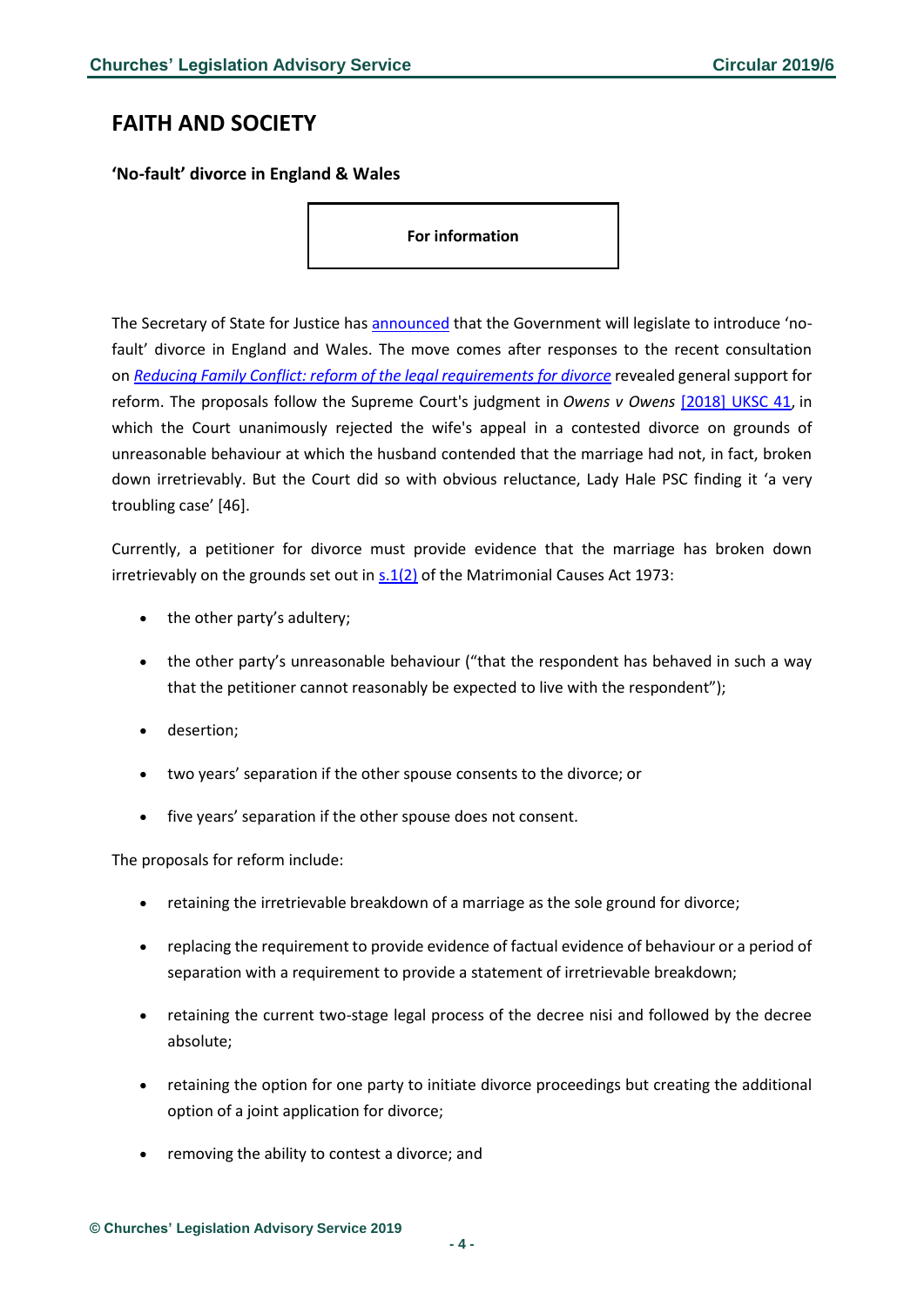## FAITH AND SOCIETY

### 'No-fault' divorce in England & Wales

**For information**

The Secretary of State for Justice has announced that the Government will legislate to introduce 'no-fault' divorce in England and Wales. The move comes after responses to the recent consultation on *Reducing Family Conflict: reform of the legal requirements for divorce* revealed general support for reform. The proposals follow the Supreme Court's judgment in *Owens v Owens* [2018] UKSC 41, in which the Court unanimously rejected the wife's appeal in a contested divorce on grounds of unreasonable behaviour at which the husband contended that the marriage had not, in fact, broken down irretrievably. But the Court did so with obvious reluctance, Lady Hale PSC finding it 'a very troubling case' [46].

Currently, a petitioner for divorce must provide evidence that the marriage has broken down irretrievably on the grounds set out in s.1(2) of the Matrimonial Causes Act 1973:

- the other party's adultery;
- the other party's unreasonable behaviour ("that the respondent has behaved in such a way that the petitioner cannot reasonably be expected to live with the respondent");
- desertion;
- two years' separation if the other spouse consents to the divorce; or
- five years' separation if the other spouse does not consent.

The proposals for reform include:

- retaining the irretrievable breakdown of a marriage as the sole ground for divorce;
- replacing the requirement to provide evidence of factual evidence of behaviour or a period of separation with a requirement to provide a statement of irretrievable breakdown;
- retaining the current two-stage legal process of the decree nisi and followed by the decree absolute;
- retaining the option for one party to initiate divorce proceedings but creating the additional option of a joint application for divorce;
- removing the ability to contest a divorce; and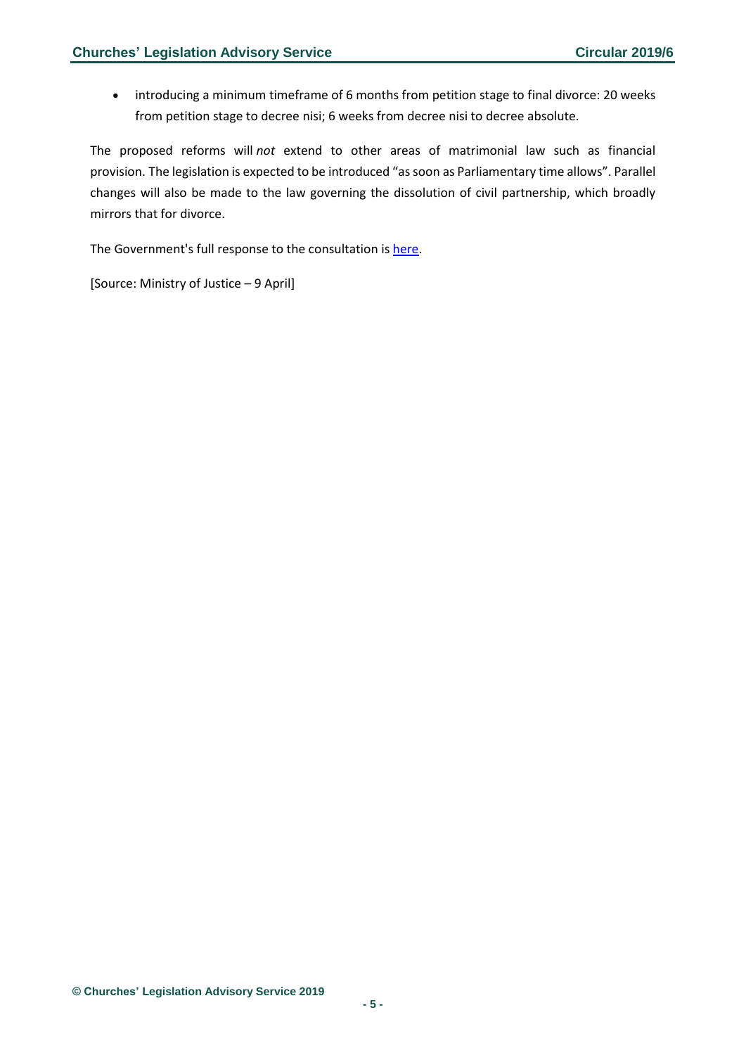- introducing a minimum timeframe of 6 months from petition stage to final divorce: 20 weeks from petition stage to decree nisi; 6 weeks from decree nisi to decree absolute.

The proposed reforms will *not* extend to other areas of matrimonial law such as financial provision. The legislation is expected to be introduced "as soon as Parliamentary time allows". Parallel changes will also be made to the law governing the dissolution of civil partnership, which broadly mirrors that for divorce.

The Government's full response to the consultation is [here](#).

[Source: Ministry of Justice – 9 April]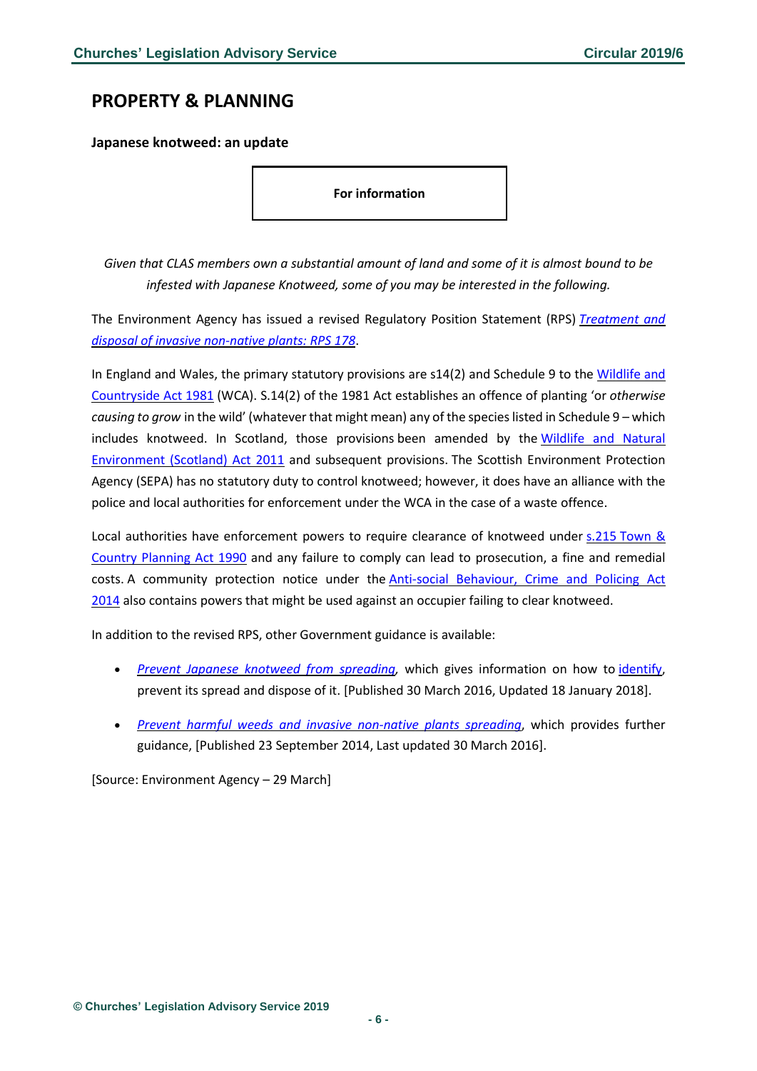# PROPERTY & PLANNING

**Japanese knotweed: an update**

**For information**

*Given that CLAS members own a substantial amount of land and some of it is almost bound to be infested with Japanese Knotweed, some of you may be interested in the following.*

The Environment Agency has issued a revised Regulatory Position Statement (RPS) *Treatment and disposal of invasive non-native plants: RPS 178*.

In England and Wales, the primary statutory provisions are s14(2) and Schedule 9 to the Wildlife and Countryside Act 1981 (WCA). S.14(2) of the 1981 Act establishes an offence of planting 'or *otherwise causing to grow* in the wild' (whatever that might mean) any of the species listed in Schedule 9 – which includes knotweed. In Scotland, those provisions been amended by the Wildlife and Natural Environment (Scotland) Act 2011 and subsequent provisions. The Scottish Environment Protection Agency (SEPA) has no statutory duty to control knotweed; however, it does have an alliance with the police and local authorities for enforcement under the WCA in the case of a waste offence.

Local authorities have enforcement powers to require clearance of knotweed under s.215 Town & Country Planning Act 1990 and any failure to comply can lead to prosecution, a fine and remedial costs. A community protection notice under the Anti-social Behaviour, Crime and Policing Act 2014 also contains powers that might be used against an occupier failing to clear knotweed.

In addition to the revised RPS, other Government guidance is available:

- *Prevent Japanese knotweed from spreading*, which gives information on how to identify, prevent its spread and dispose of it. [Published 30 March 2016, Updated 18 January 2018].
- *Prevent harmful weeds and invasive non-native plants spreading*, which provides further guidance, [Published 23 September 2014, Last updated 30 March 2016].

[Source: Environment Agency – 29 March]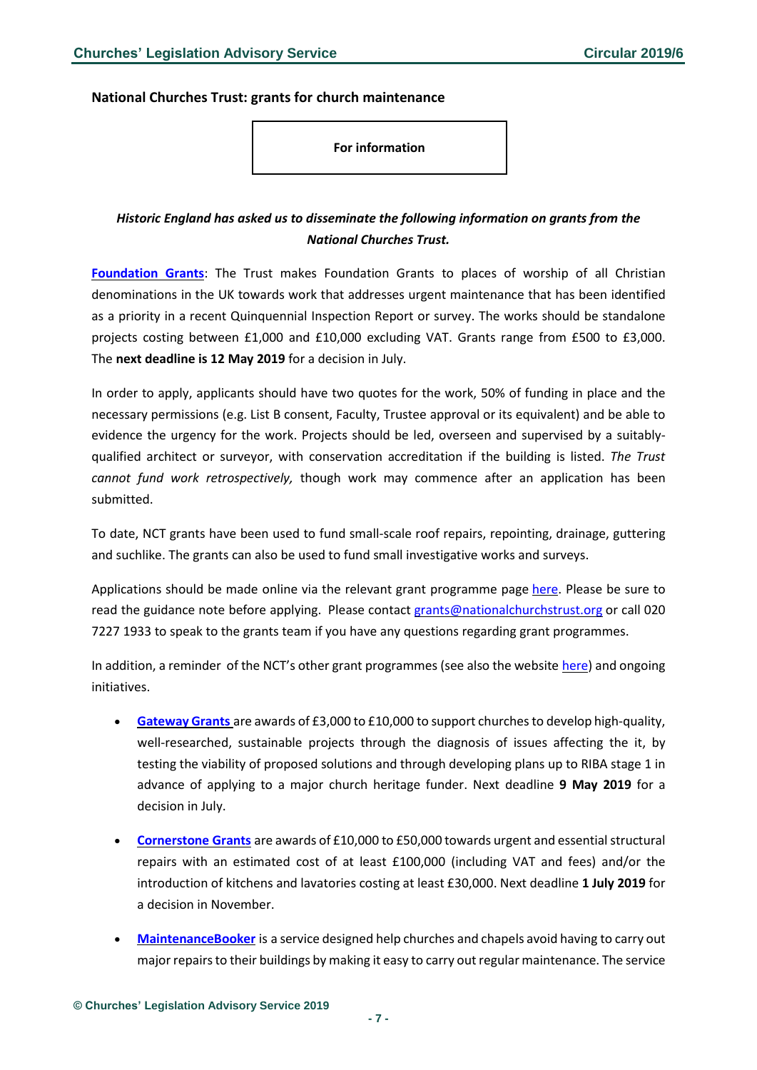## National Churches Trust: grants for church maintenance

**For information**

***Historic England has asked us to disseminate the following information on grants from the National Churches Trust.***

**Foundation Grants**: The Trust makes Foundation Grants to places of worship of all Christian denominations in the UK towards work that addresses urgent maintenance that has been identified as a priority in a recent Quinquennial Inspection Report or survey. The works should be standalone projects costing between £1,000 and £10,000 excluding VAT. Grants range from £500 to £3,000. The **next deadline is 12 May 2019** for a decision in July.

In order to apply, applicants should have two quotes for the work, 50% of funding in place and the necessary permissions (e.g. List B consent, Faculty, Trustee approval or its equivalent) and be able to evidence the urgency for the work. Projects should be led, overseen and supervised by a suitably-qualified architect or surveyor, with conservation accreditation if the building is listed. *The Trust cannot fund work retrospectively,* though work may commence after an application has been submitted.

To date, NCT grants have been used to fund small-scale roof repairs, repointing, drainage, guttering and suchlike. The grants can also be used to fund small investigative works and surveys.

Applications should be made online via the relevant grant programme page here. Please be sure to read the guidance note before applying. Please contact grants@nationalchurchstrust.org or call 020 7227 1933 to speak to the grants team if you have any questions regarding grant programmes.

In addition, a reminder of the NCT's other grant programmes (see also the website here) and ongoing initiatives.

- **Gateway Grants** are awards of £3,000 to £10,000 to support churches to develop high-quality, well-researched, sustainable projects through the diagnosis of issues affecting the it, by testing the viability of proposed solutions and through developing plans up to RIBA stage 1 in advance of applying to a major church heritage funder. Next deadline **9 May 2019** for a decision in July.
- **Cornerstone Grants** are awards of £10,000 to £50,000 towards urgent and essential structural repairs with an estimated cost of at least £100,000 (including VAT and fees) and/or the introduction of kitchens and lavatories costing at least £30,000. Next deadline **1 July 2019** for a decision in November.
- **MaintenanceBooker** is a service designed help churches and chapels avoid having to carry out major repairs to their buildings by making it easy to carry out regular maintenance. The service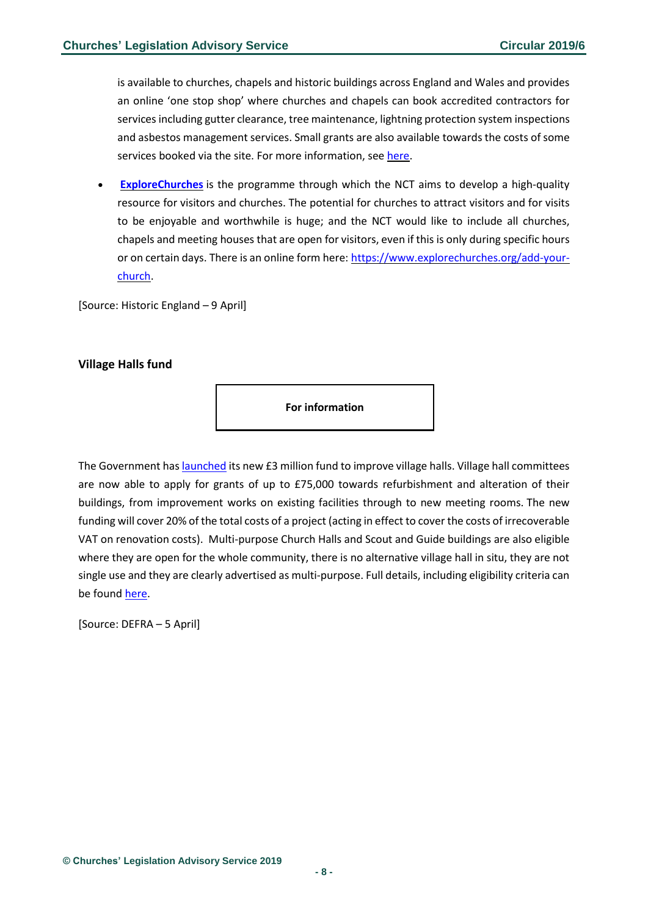is available to churches, chapels and historic buildings across England and Wales and provides an online 'one stop shop' where churches and chapels can book accredited contractors for services including gutter clearance, tree maintenance, lightning protection system inspections and asbestos management services. Small grants are also available towards the costs of some services booked via the site. For more information, see here.

- **ExploreChurches** is the programme through which the NCT aims to develop a high-quality resource for visitors and churches. The potential for churches to attract visitors and for visits to be enjoyable and worthwhile is huge; and the NCT would like to include all churches, chapels and meeting houses that are open for visitors, even if this is only during specific hours or on certain days. There is an online form here: https://www.explorechurches.org/add-your-church.

[Source: Historic England – 9 April]

### Village Halls fund

**For information**

The Government has launched its new £3 million fund to improve village halls. Village hall committees are now able to apply for grants of up to £75,000 towards refurbishment and alteration of their buildings, from improvement works on existing facilities through to new meeting rooms. The new funding will cover 20% of the total costs of a project (acting in effect to cover the costs of irrecoverable VAT on renovation costs). Multi-purpose Church Halls and Scout and Guide buildings are also eligible where they are open for the whole community, there is no alternative village hall in situ, they are not single use and they are clearly advertised as multi-purpose. Full details, including eligibility criteria can be found here.

[Source: DEFRA – 5 April]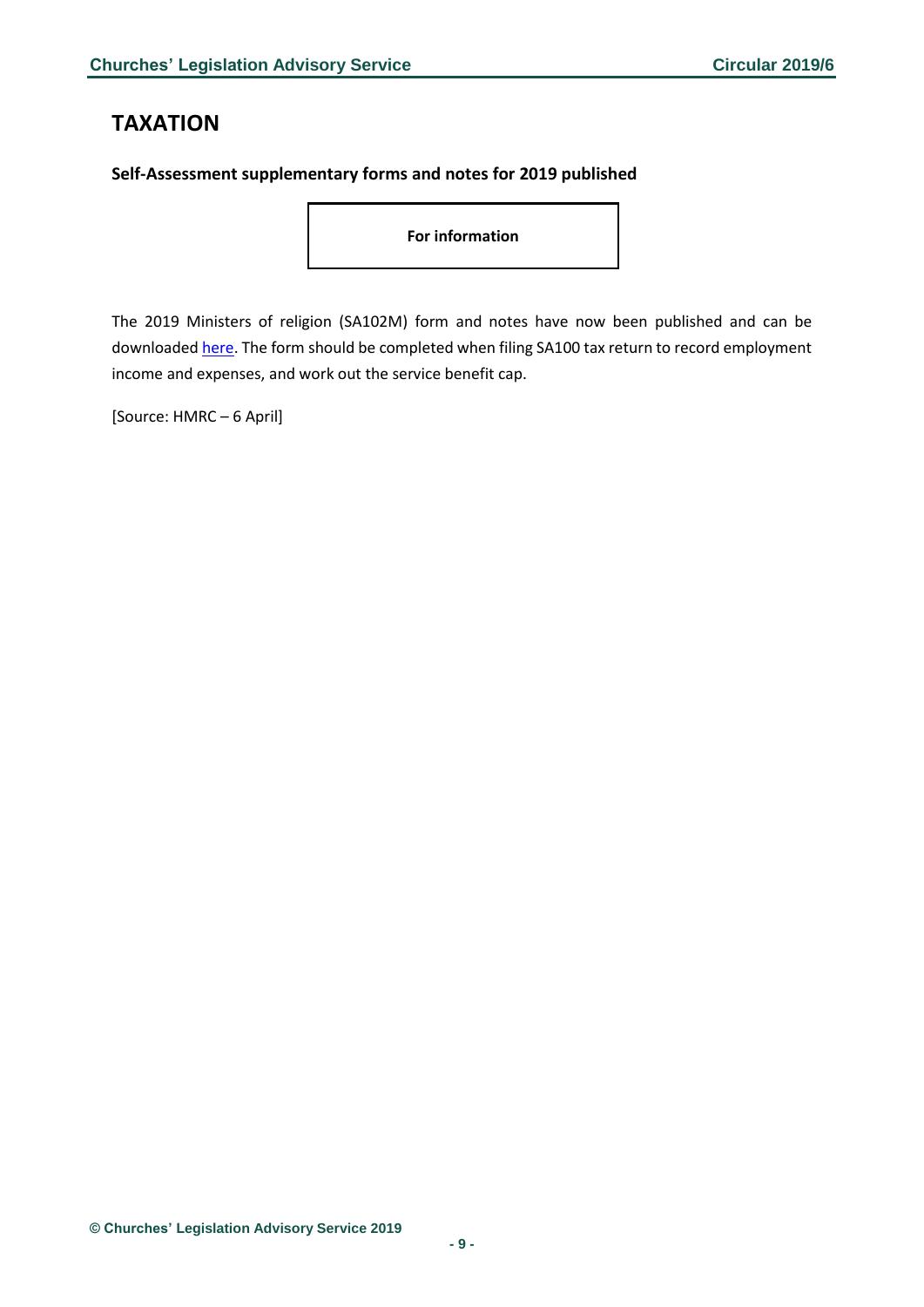# TAXATION

**Self-Assessment supplementary forms and notes for 2019 published**

**For information**

The 2019 Ministers of religion (SA102M) form and notes have now been published and can be downloaded here. The form should be completed when filing SA100 tax return to record employment income and expenses, and work out the service benefit cap.

[Source: HMRC – 6 April]